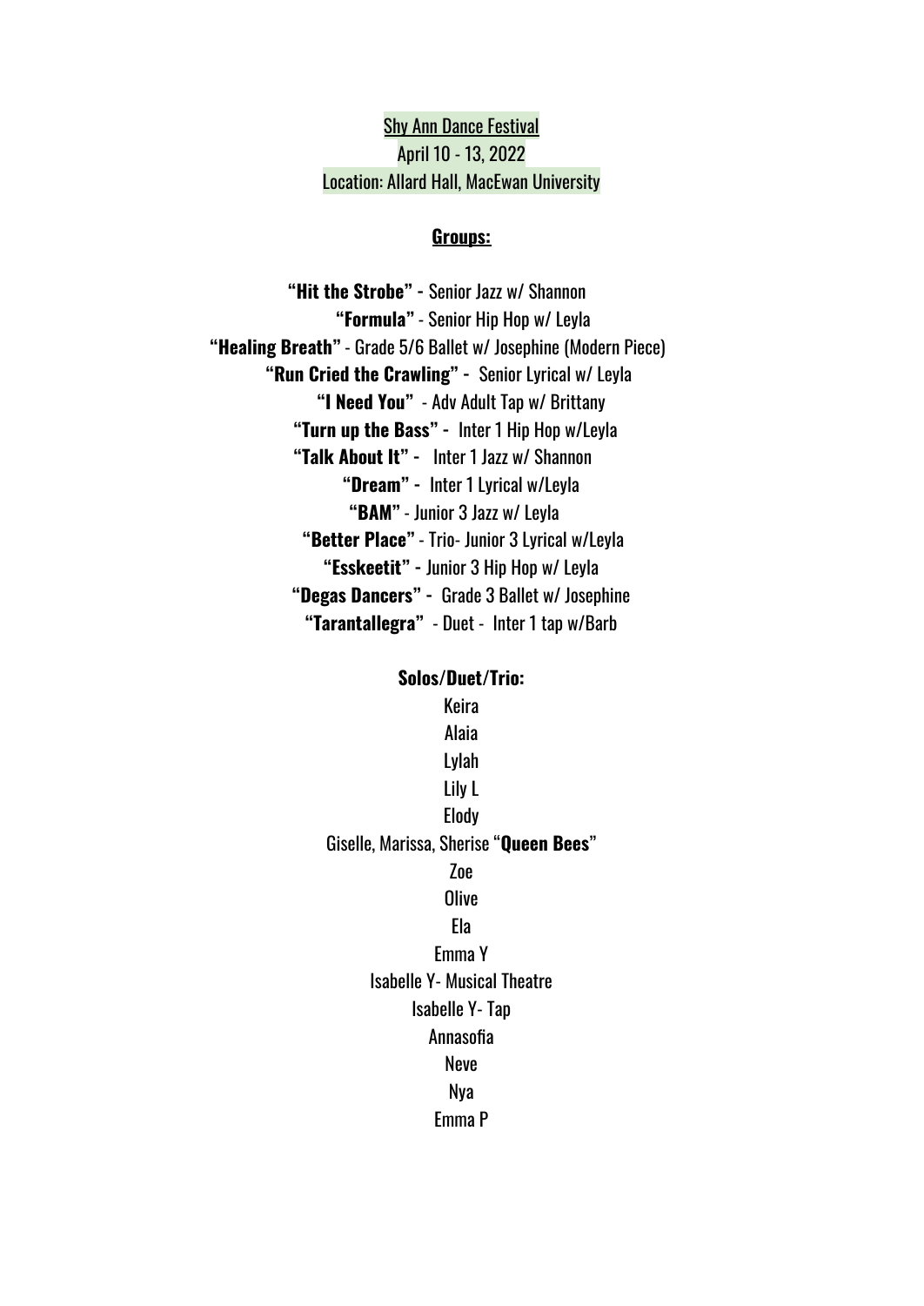Shy Ann Dance Festival

April 10 - 13, 2022

Location: Allard Hall, MacEwan University

**Groups:**

**"Hit the Strobe"** - Senior Jazz w/ Shannon

**"Formula"** - Senior Hip Hop w/ Leyla

**"Healing Breath"** - Grade 5/6 Ballet w/ Josephine (Modern Piece)

**"Run Cried the Crawling"** - Senior Lyrical w/ Leyla

**"I Need You"** - Adv Adult Tap w/ Brittany

**"Turn up the Bass"** - Inter 1 Hip Hop w/Leyla

**"Talk About It"** - Inter 1 Jazz w/ Shannon

**"Dream"** - Inter 1 Lyrical w/Leyla

**"BAM"** - Junior 3 Jazz w/ Leyla

**"Better Place"** - Trio- Junior 3 Lyrical w/Leyla

**"Esskeetit"** - Junior 3 Hip Hop w/ Leyla

**"Degas Dancers"** - Grade 3 Ballet w/ Josephine

**"Tarantallegra"** - Duet - Inter 1 tap w/Barb

**Solos/Duet/Trio:**

Keira

Alaia

Lylah

Lily L

Elody

Giselle, Marissa, Sherise "**Queen Bees**"

Zoe

Olive

Ela

Emma Y

Isabelle Y- Musical Theatre

Isabelle Y- Tap

Annasofia

Neve

Nya

Emma P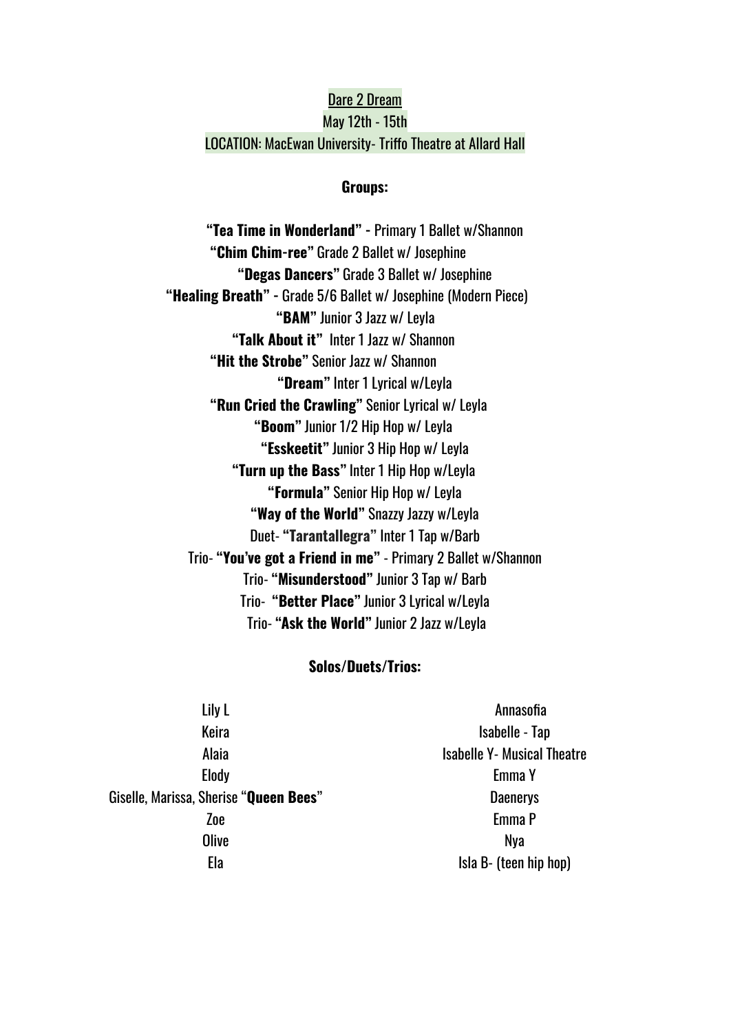Dare 2 Dream

May 12th - 15th

LOCATION: MacEwan University- Triffo Theatre at Allard Hall

**Groups:**

**"Tea Time in Wonderland"** - Primary 1 Ballet w/Shannon

**"Chim Chim-ree"** Grade 2 Ballet w/ Josephine

**"Degas Dancers"** Grade 3 Ballet w/ Josephine

**"Healing Breath"** - Grade 5/6 Ballet w/ Josephine (Modern Piece)

**"BAM"** Junior 3 Jazz w/ Leyla

**"Talk About it"** Inter 1 Jazz w/ Shannon

**"Hit the Strobe"** Senior Jazz w/ Shannon

**"Dream"** Inter 1 Lyrical w/Leyla

**"Run Cried the Crawling"** Senior Lyrical w/ Leyla

**"Boom"** Junior 1/2 Hip Hop w/ Leyla

**"Esskeetit"** Junior 3 Hip Hop w/ Leyla

**"Turn up the Bass"** Inter 1 Hip Hop w/Leyla

**"Formula"** Senior Hip Hop w/ Leyla

**"Way of the World"** Snazzy Jazzy w/Leyla

Duet- **"Tarantallegra"** Inter 1 Tap w/Barb

Trio- **"You've got a Friend in me"** - Primary 2 Ballet w/Shannon

Trio- **"Misunderstood"** Junior 3 Tap w/ Barb

Trio- **"Better Place"** Junior 3 Lyrical w/Leyla

Trio- **"Ask the World"** Junior 2 Jazz w/Leyla

**Solos/Duets/Trios:**

Lily L

Keira

Alaia

Elody

Giselle, Marissa, Sherise "**Queen Bees**"

Zoe

Olive

Ela

Annasofia

Isabelle - Tap

Isabelle Y- Musical Theatre

Emma Y

Daenerys

Emma P

Nya

Isla B- (teen hip hop)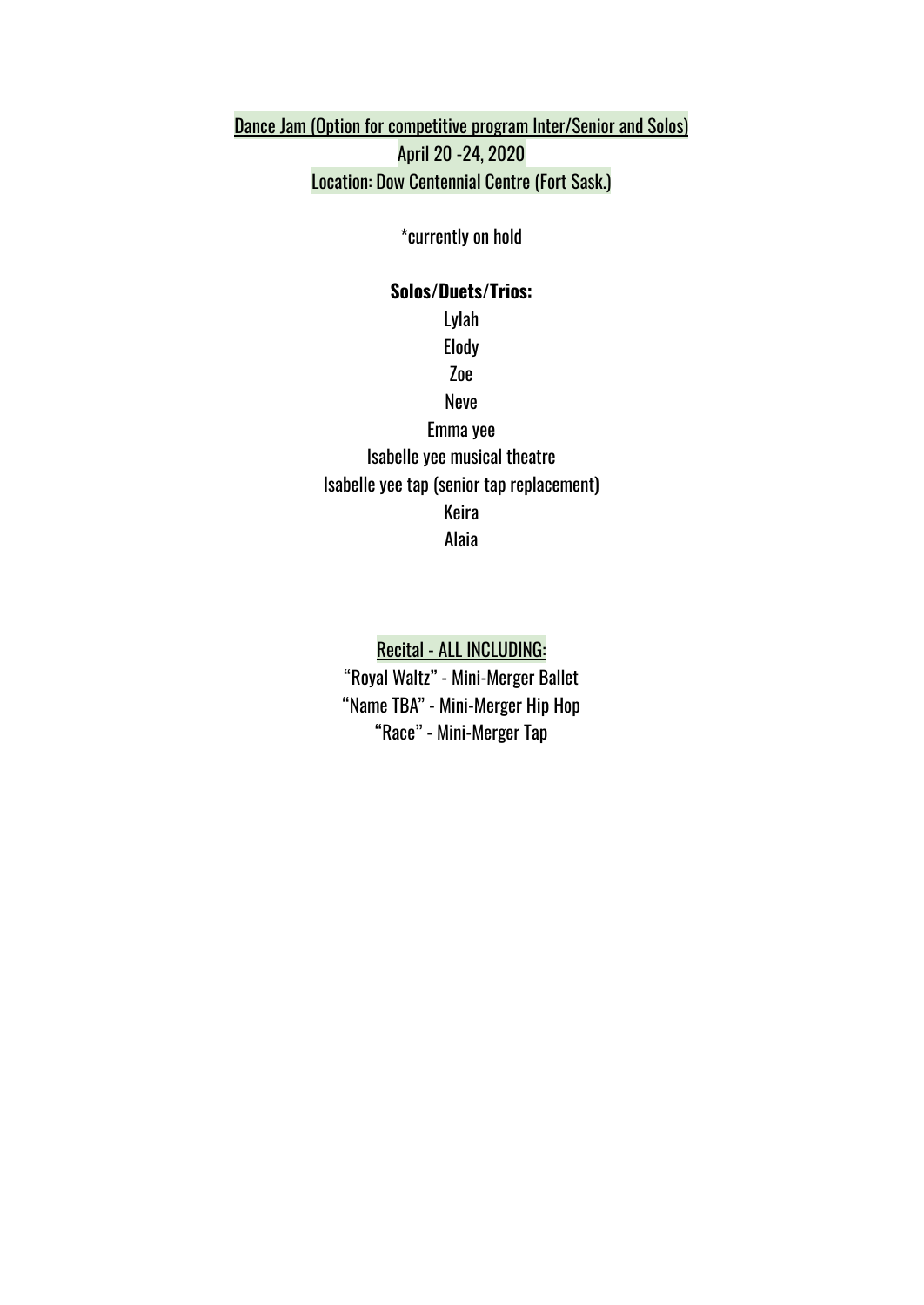Dance Jam (Option for competitive program Inter/Senior and Solos)
April 20 -24, 2020
Location: Dow Centennial Centre (Fort Sask.)

*currently on hold

**Solos/Duets/Trios:**

Lylah
Elody
Zoe
Neve
Emma yee
Isabelle yee musical theatre
Isabelle yee tap (senior tap replacement)
Keira
Alaia

Recital - ALL INCLUDING:

"Royal Waltz" - Mini-Merger Ballet
"Name TBA" - Mini-Merger Hip Hop
"Race" - Mini-Merger Tap